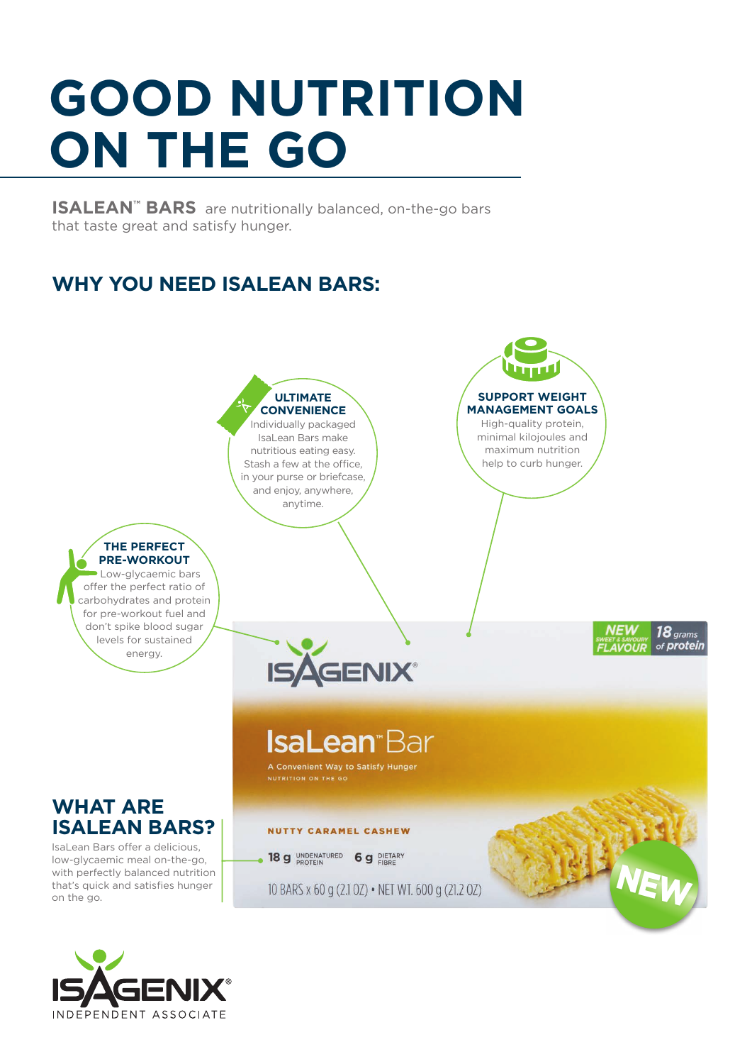# GOOD NUTRITION ON THE GO

**ISALEAN™ BARS** are nutritionally balanced, on-the-go bars that taste great and satisfy hunger.

## WHY YOU NEED ISALEAN BARS:

**ULTIMATE CONVENIENCE**
Individually packaged IsaLean Bars make nutritious eating easy. Stash a few at the office, in your purse or briefcase, and enjoy, anywhere, anytime.

**SUPPORT WEIGHT MANAGEMENT GOALS**
High-quality protein, minimal kilojoules and maximum nutrition help to curb hunger.

**THE PERFECT PRE-WORKOUT**
Low-glycaemic bars offer the perfect ratio of carbohydrates and protein for pre-workout fuel and don't spike blood sugar levels for sustained energy.

ISAGENIX®

NEW SWEET & SAVOURY FLAVOUR

18 grams of protein

IsaLean™ Bar

A Convenient Way to Satisfy Hunger

NUTRITION ON THE GO

NUTTY CARAMEL CASHEW

18 g UNDENATURED PROTEIN 6 g DIETARY FIBRE

10 BARS x 60 g (2.1 OZ) • NET WT. 600 g (21.2 OZ)

NEW

## WHAT ARE ISALEAN BARS?

IsaLean Bars offer a delicious, low-glycaemic meal on-the-go, with perfectly balanced nutrition that's quick and satisfies hunger on the go.

ISAGENIX®
INDEPENDENT ASSOCIATE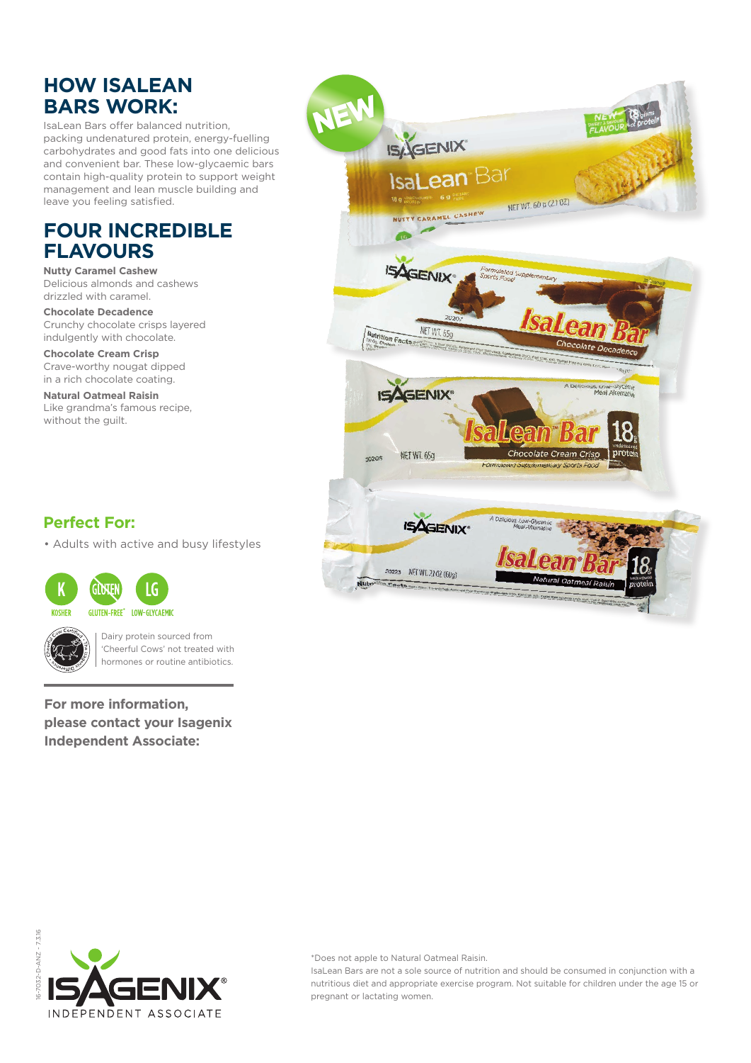## HOW ISALEAN BARS WORK:

IsaLean Bars offer balanced nutrition, packing undenatured protein, energy-fuelling carbohydrates and good fats into one delicious and convenient bar. These low-glycaemic bars contain high-quality protein to support weight management and lean muscle building and leave you feeling satisfied.

## FOUR INCREDIBLE FLAVOURS

**Nutty Caramel Cashew**
Delicious almonds and cashews drizzled with caramel.

**Chocolate Decadence**
Crunchy chocolate crisps layered indulgently with chocolate.

**Chocolate Cream Crisp**
Crave-worthy nougat dipped in a rich chocolate coating.

**Natural Oatmeal Raisin**
Like grandma's famous recipe, without the guilt.

### Perfect For:

- Adults with active and busy lifestyles

KOSHER GLUTEN-FREE* LOW-GLYCAEMIC

Dairy protein sourced from 'Cheerful Cows' not treated with hormones or routine antibiotics.

**For more information, please contact your Isagenix Independent Associate:**

ISAGENIX INDEPENDENT ASSOCIATE

16-7032-D-ANZ - 7.3.16

*Does not apple to Natural Oatmeal Raisin.
IsaLean Bars are not a sole source of nutrition and should be consumed in conjunction with a nutritious diet and appropriate exercise program. Not suitable for children under the age 15 or pregnant or lactating women.